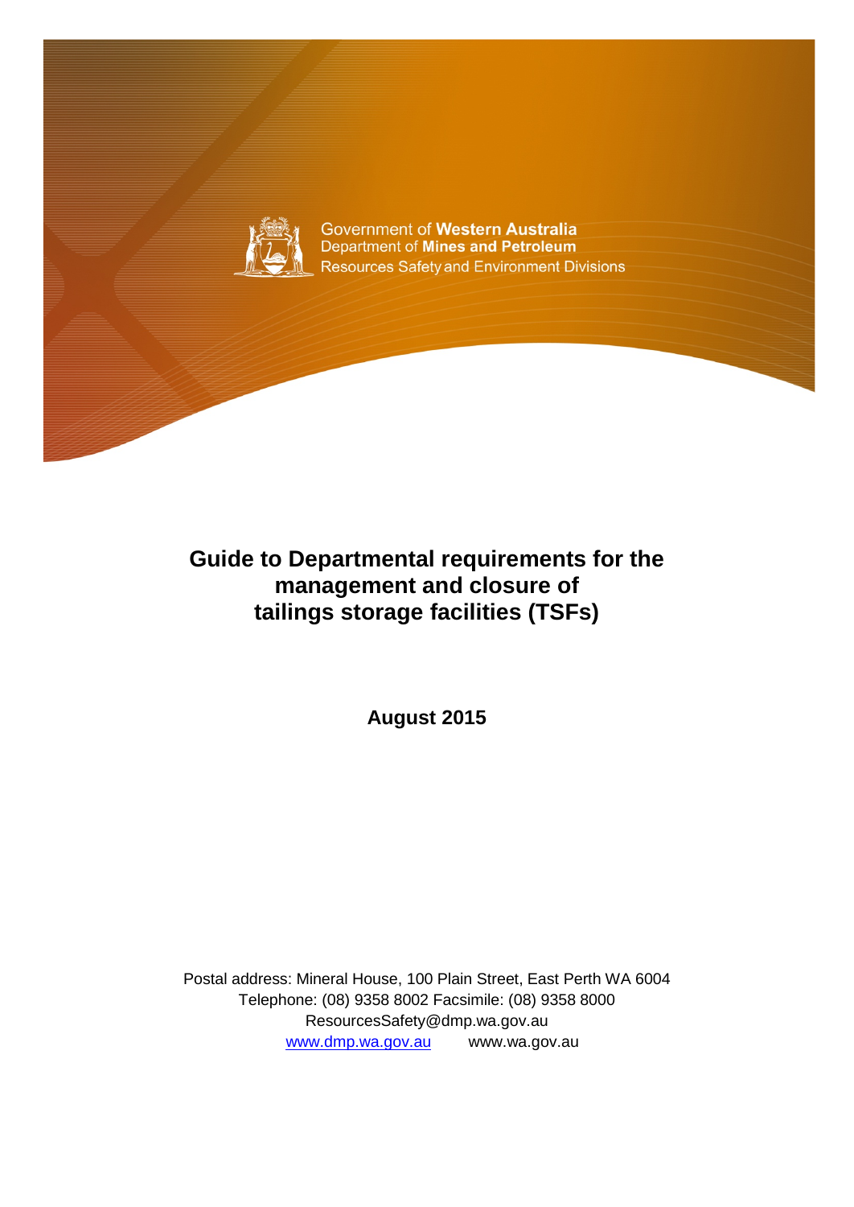Government of **Western Australia**
Department of **Mines and Petroleum**
Resources Safety and Environment Divisions

# Guide to Departmental requirements for the management and closure of tailings storage facilities (TSFs)

**August 2015**

Postal address: Mineral House, 100 Plain Street, East Perth WA 6004
Telephone: (08) 9358 8002 Facsimile: (08) 9358 8000
ResourcesSafety@dmp.wa.gov.au
www.dmp.wa.gov.au www.wa.gov.au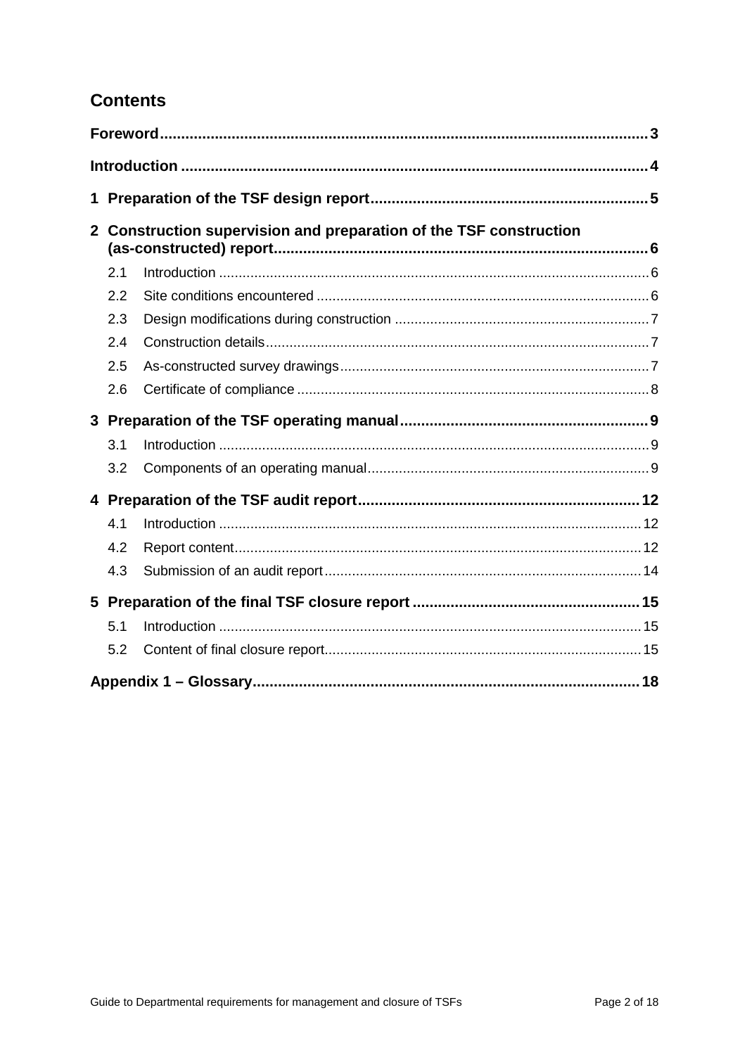## Contents

**Foreword** ... 3

**Introduction** ... 4

**1 Preparation of the TSF design report** ... 5

**2 Construction supervision and preparation of the TSF construction (as-constructed) report** ... 6

- 2.1 Introduction ... 6
- 2.2 Site conditions encountered ... 6
- 2.3 Design modifications during construction ... 7
- 2.4 Construction details ... 7
- 2.5 As-constructed survey drawings ... 7
- 2.6 Certificate of compliance ... 8

**3 Preparation of the TSF operating manual** ... 9

- 3.1 Introduction ... 9
- 3.2 Components of an operating manual ... 9

**4 Preparation of the TSF audit report** ... 12

- 4.1 Introduction ... 12
- 4.2 Report content ... 12
- 4.3 Submission of an audit report ... 14

**5 Preparation of the final TSF closure report** ... 15

- 5.1 Introduction ... 15
- 5.2 Content of final closure report ... 15

**Appendix 1 – Glossary** ... 18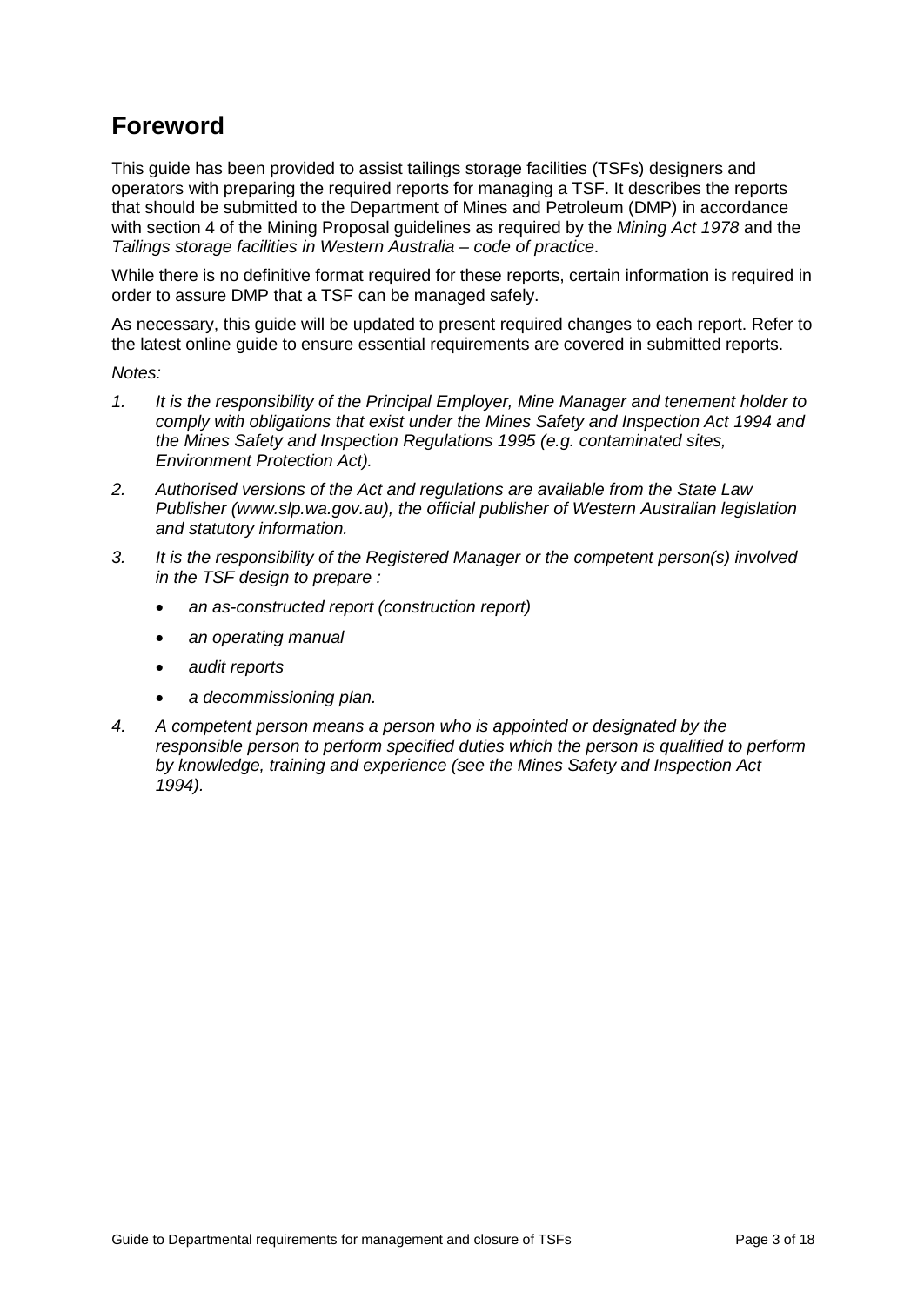# Foreword

This guide has been provided to assist tailings storage facilities (TSFs) designers and operators with preparing the required reports for managing a TSF. It describes the reports that should be submitted to the Department of Mines and Petroleum (DMP) in accordance with section 4 of the Mining Proposal guidelines as required by the *Mining Act 1978* and the *Tailings storage facilities in Western Australia – code of practice*.

While there is no definitive format required for these reports, certain information is required in order to assure DMP that a TSF can be managed safely.

As necessary, this guide will be updated to present required changes to each report. Refer to the latest online guide to ensure essential requirements are covered in submitted reports.

*Notes:*

1. *It is the responsibility of the Principal Employer, Mine Manager and tenement holder to comply with obligations that exist under the Mines Safety and Inspection Act 1994 and the Mines Safety and Inspection Regulations 1995 (e.g. contaminated sites, Environment Protection Act).*
2. *Authorised versions of the Act and regulations are available from the State Law Publisher (www.slp.wa.gov.au), the official publisher of Western Australian legislation and statutory information.*
3. *It is the responsibility of the Registered Manager or the competent person(s) involved in the TSF design to prepare :*
    - *an as-constructed report (construction report)*
    - *an operating manual*
    - *audit reports*
    - *a decommissioning plan.*
4. *A competent person means a person who is appointed or designated by the responsible person to perform specified duties which the person is qualified to perform by knowledge, training and experience (see the Mines Safety and Inspection Act 1994).*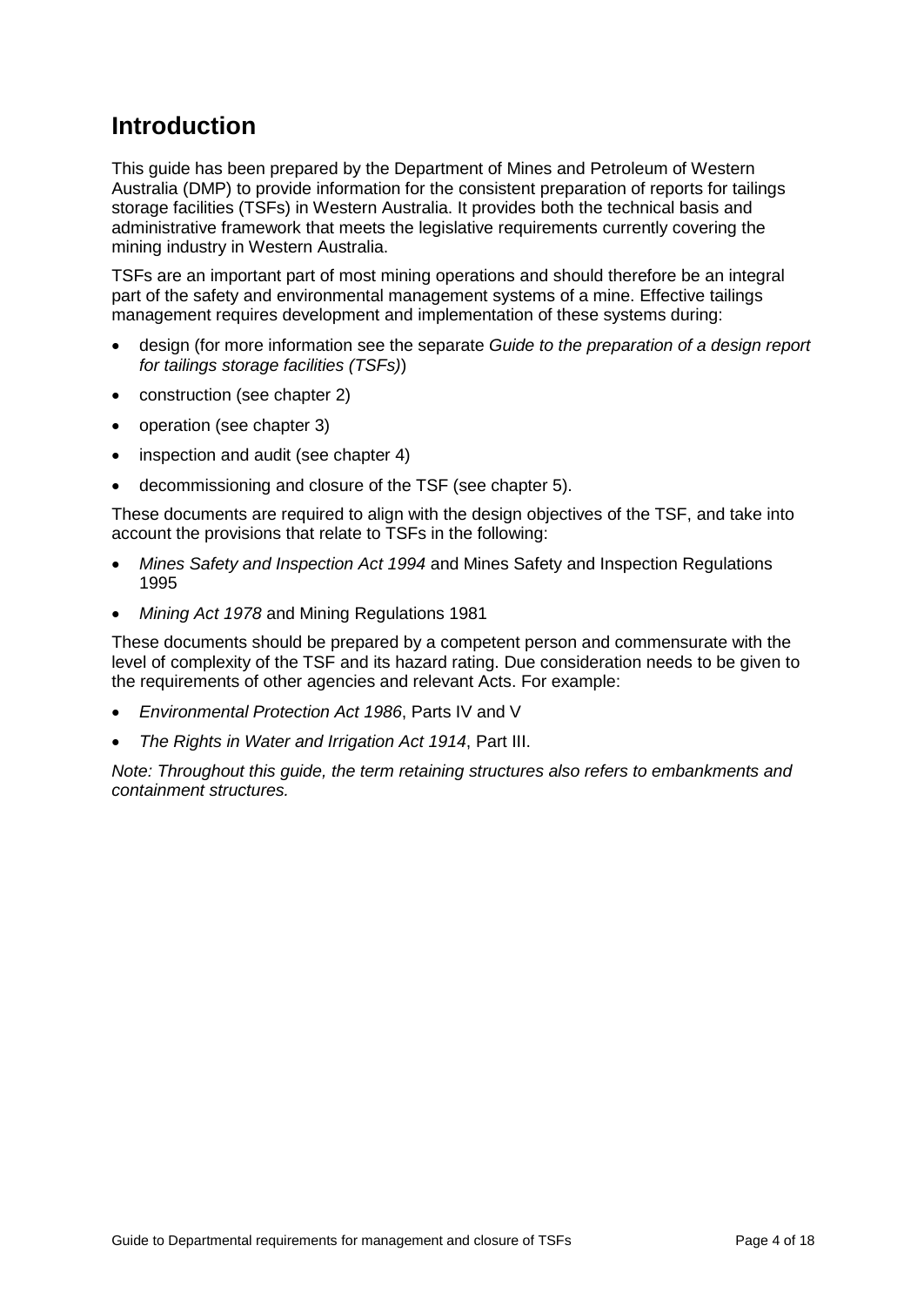# Introduction

This guide has been prepared by the Department of Mines and Petroleum of Western Australia (DMP) to provide information for the consistent preparation of reports for tailings storage facilities (TSFs) in Western Australia. It provides both the technical basis and administrative framework that meets the legislative requirements currently covering the mining industry in Western Australia.

TSFs are an important part of most mining operations and should therefore be an integral part of the safety and environmental management systems of a mine. Effective tailings management requires development and implementation of these systems during:

- design (for more information see the separate *Guide to the preparation of a design report for tailings storage facilities (TSFs)*)
- construction (see chapter 2)
- operation (see chapter 3)
- inspection and audit (see chapter 4)
- decommissioning and closure of the TSF (see chapter 5).

These documents are required to align with the design objectives of the TSF, and take into account the provisions that relate to TSFs in the following:

- *Mines Safety and Inspection Act 1994* and Mines Safety and Inspection Regulations 1995
- *Mining Act 1978* and Mining Regulations 1981

These documents should be prepared by a competent person and commensurate with the level of complexity of the TSF and its hazard rating. Due consideration needs to be given to the requirements of other agencies and relevant Acts. For example:

- *Environmental Protection Act 1986*, Parts IV and V
- *The Rights in Water and Irrigation Act 1914*, Part III.

*Note: Throughout this guide, the term retaining structures also refers to embankments and containment structures.*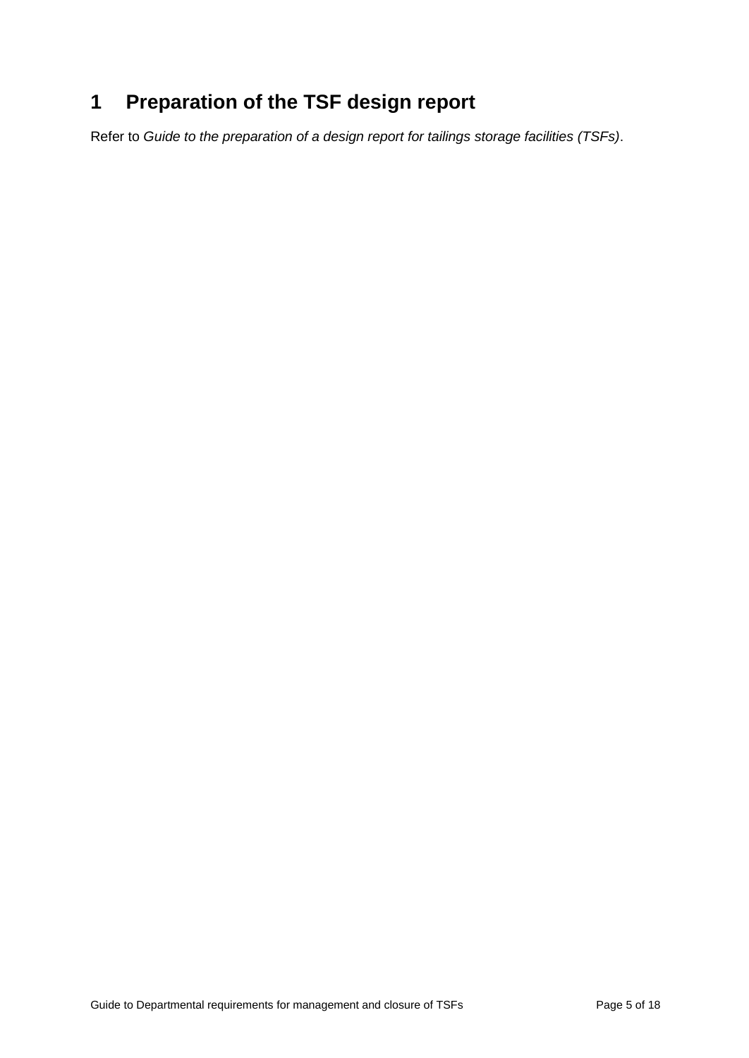# 1 Preparation of the TSF design report

Refer to *Guide to the preparation of a design report for tailings storage facilities (TSFs)*.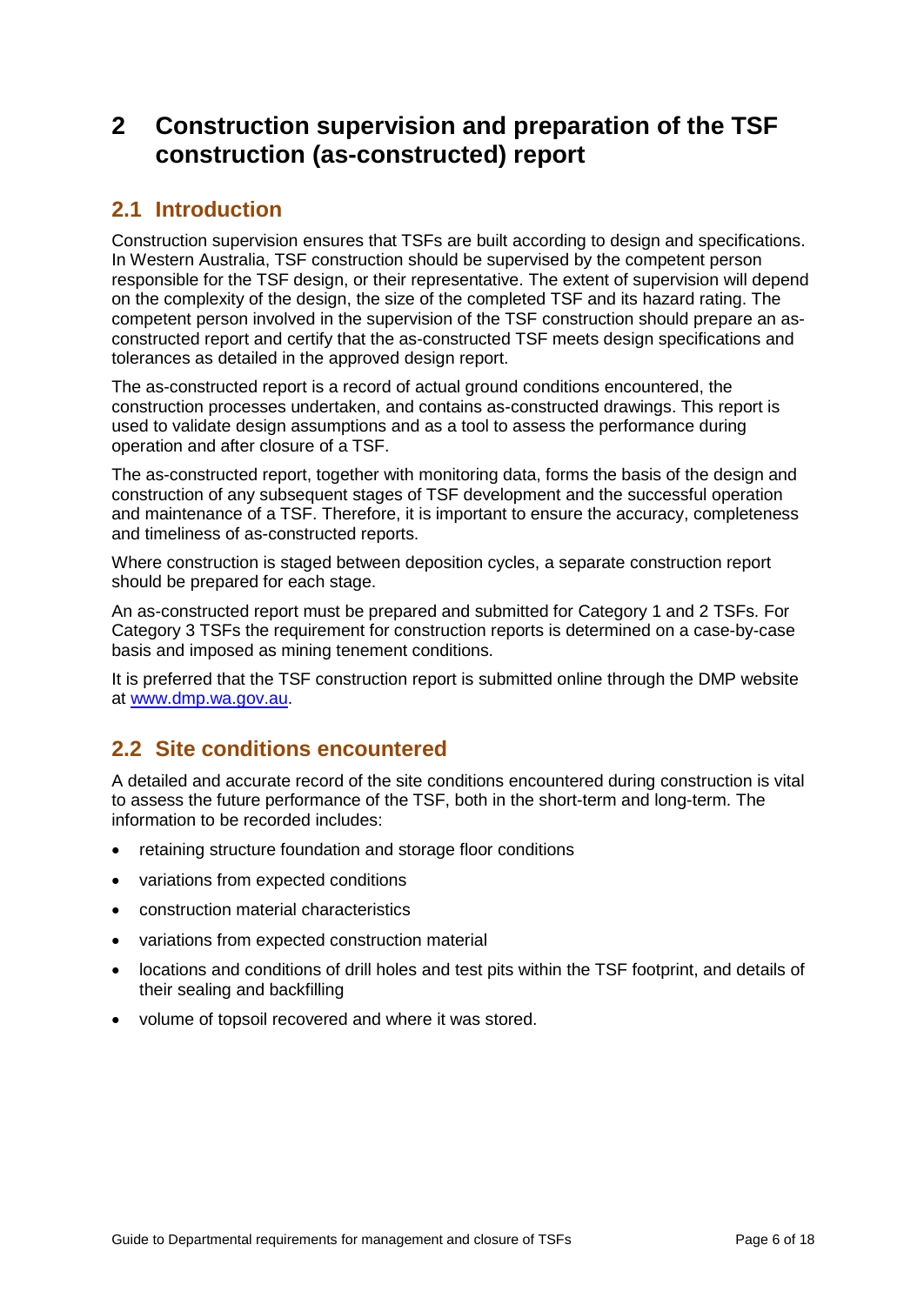# 2 Construction supervision and preparation of the TSF construction (as-constructed) report

## 2.1 Introduction

Construction supervision ensures that TSFs are built according to design and specifications. In Western Australia, TSF construction should be supervised by the competent person responsible for the TSF design, or their representative. The extent of supervision will depend on the complexity of the design, the size of the completed TSF and its hazard rating. The competent person involved in the supervision of the TSF construction should prepare an as-constructed report and certify that the as-constructed TSF meets design specifications and tolerances as detailed in the approved design report.

The as-constructed report is a record of actual ground conditions encountered, the construction processes undertaken, and contains as-constructed drawings. This report is used to validate design assumptions and as a tool to assess the performance during operation and after closure of a TSF.

The as-constructed report, together with monitoring data, forms the basis of the design and construction of any subsequent stages of TSF development and the successful operation and maintenance of a TSF. Therefore, it is important to ensure the accuracy, completeness and timeliness of as-constructed reports.

Where construction is staged between deposition cycles, a separate construction report should be prepared for each stage.

An as-constructed report must be prepared and submitted for Category 1 and 2 TSFs. For Category 3 TSFs the requirement for construction reports is determined on a case-by-case basis and imposed as mining tenement conditions.

It is preferred that the TSF construction report is submitted online through the DMP website at [www.dmp.wa.gov.au](http://www.dmp.wa.gov.au).

## 2.2 Site conditions encountered

A detailed and accurate record of the site conditions encountered during construction is vital to assess the future performance of the TSF, both in the short-term and long-term. The information to be recorded includes:

- retaining structure foundation and storage floor conditions
- variations from expected conditions
- construction material characteristics
- variations from expected construction material
- locations and conditions of drill holes and test pits within the TSF footprint, and details of their sealing and backfilling
- volume of topsoil recovered and where it was stored.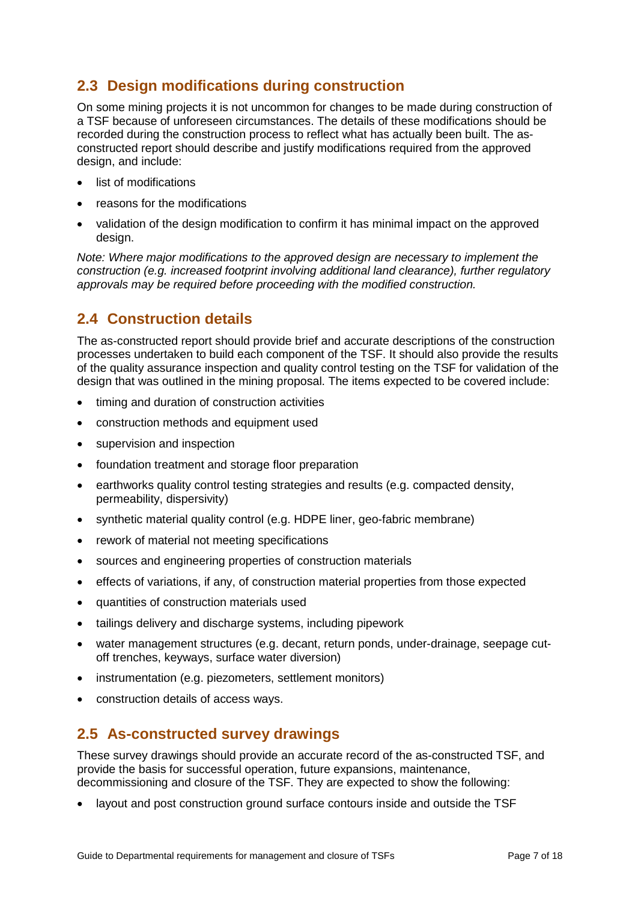## 2.3 Design modifications during construction

On some mining projects it is not uncommon for changes to be made during construction of a TSF because of unforeseen circumstances. The details of these modifications should be recorded during the construction process to reflect what has actually been built. The as-constructed report should describe and justify modifications required from the approved design, and include:

- list of modifications
- reasons for the modifications
- validation of the design modification to confirm it has minimal impact on the approved design.

*Note: Where major modifications to the approved design are necessary to implement the construction (e.g. increased footprint involving additional land clearance), further regulatory approvals may be required before proceeding with the modified construction.*

## 2.4 Construction details

The as-constructed report should provide brief and accurate descriptions of the construction processes undertaken to build each component of the TSF. It should also provide the results of the quality assurance inspection and quality control testing on the TSF for validation of the design that was outlined in the mining proposal. The items expected to be covered include:

- timing and duration of construction activities
- construction methods and equipment used
- supervision and inspection
- foundation treatment and storage floor preparation
- earthworks quality control testing strategies and results (e.g. compacted density, permeability, dispersivity)
- synthetic material quality control (e.g. HDPE liner, geo-fabric membrane)
- rework of material not meeting specifications
- sources and engineering properties of construction materials
- effects of variations, if any, of construction material properties from those expected
- quantities of construction materials used
- tailings delivery and discharge systems, including pipework
- water management structures (e.g. decant, return ponds, under-drainage, seepage cut-off trenches, keyways, surface water diversion)
- instrumentation (e.g. piezometers, settlement monitors)
- construction details of access ways.

## 2.5 As-constructed survey drawings

These survey drawings should provide an accurate record of the as-constructed TSF, and provide the basis for successful operation, future expansions, maintenance, decommissioning and closure of the TSF. They are expected to show the following:

- layout and post construction ground surface contours inside and outside the TSF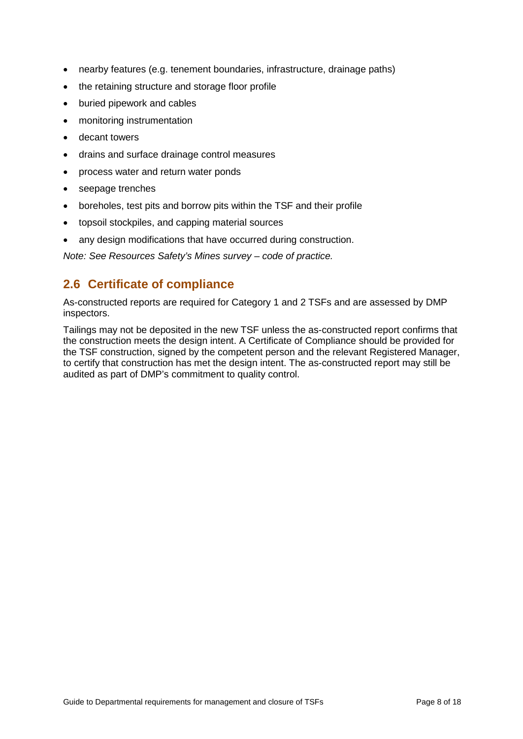- nearby features (e.g. tenement boundaries, infrastructure, drainage paths)
- the retaining structure and storage floor profile
- buried pipework and cables
- monitoring instrumentation
- decant towers
- drains and surface drainage control measures
- process water and return water ponds
- seepage trenches
- boreholes, test pits and borrow pits within the TSF and their profile
- topsoil stockpiles, and capping material sources
- any design modifications that have occurred during construction.

*Note: See Resources Safety's Mines survey – code of practice.*

## 2.6 Certificate of compliance

As-constructed reports are required for Category 1 and 2 TSFs and are assessed by DMP inspectors.

Tailings may not be deposited in the new TSF unless the as-constructed report confirms that the construction meets the design intent. A Certificate of Compliance should be provided for the TSF construction, signed by the competent person and the relevant Registered Manager, to certify that construction has met the design intent. The as-constructed report may still be audited as part of DMP's commitment to quality control.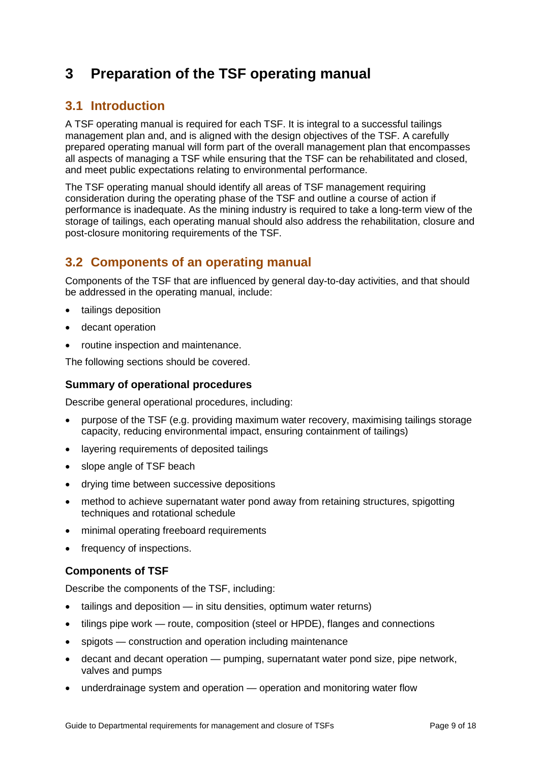# 3 Preparation of the TSF operating manual

## 3.1 Introduction

A TSF operating manual is required for each TSF. It is integral to a successful tailings management plan and, and is aligned with the design objectives of the TSF. A carefully prepared operating manual will form part of the overall management plan that encompasses all aspects of managing a TSF while ensuring that the TSF can be rehabilitated and closed, and meet public expectations relating to environmental performance.

The TSF operating manual should identify all areas of TSF management requiring consideration during the operating phase of the TSF and outline a course of action if performance is inadequate. As the mining industry is required to take a long-term view of the storage of tailings, each operating manual should also address the rehabilitation, closure and post-closure monitoring requirements of the TSF.

## 3.2 Components of an operating manual

Components of the TSF that are influenced by general day-to-day activities, and that should be addressed in the operating manual, include:

- tailings deposition
- decant operation
- routine inspection and maintenance.

The following sections should be covered.

### Summary of operational procedures

Describe general operational procedures, including:

- purpose of the TSF (e.g. providing maximum water recovery, maximising tailings storage capacity, reducing environmental impact, ensuring containment of tailings)
- layering requirements of deposited tailings
- slope angle of TSF beach
- drying time between successive depositions
- method to achieve supernatant water pond away from retaining structures, spigotting techniques and rotational schedule
- minimal operating freeboard requirements
- frequency of inspections.

### Components of TSF

Describe the components of the TSF, including:

- tailings and deposition — in situ densities, optimum water returns)
- tilings pipe work — route, composition (steel or HPDE), flanges and connections
- spigots — construction and operation including maintenance
- decant and decant operation — pumping, supernatant water pond size, pipe network, valves and pumps
- underdrainage system and operation — operation and monitoring water flow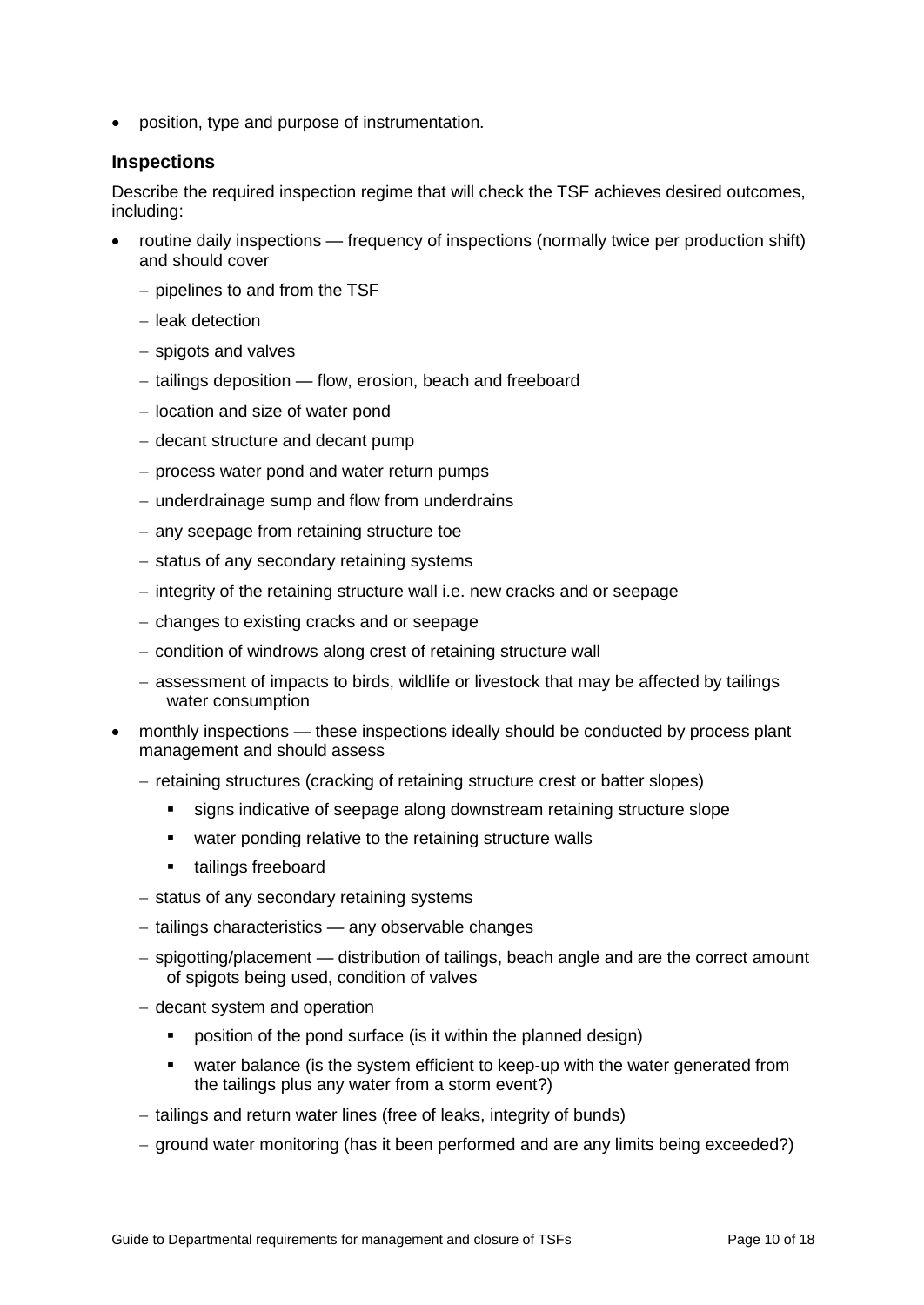- position, type and purpose of instrumentation.

### Inspections

Describe the required inspection regime that will check the TSF achieves desired outcomes, including:

- routine daily inspections — frequency of inspections (normally twice per production shift) and should cover
  - pipelines to and from the TSF
  - leak detection
  - spigots and valves
  - tailings deposition — flow, erosion, beach and freeboard
  - location and size of water pond
  - decant structure and decant pump
  - process water pond and water return pumps
  - underdrainage sump and flow from underdrains
  - any seepage from retaining structure toe
  - status of any secondary retaining systems
  - integrity of the retaining structure wall i.e. new cracks and or seepage
  - changes to existing cracks and or seepage
  - condition of windrows along crest of retaining structure wall
  - assessment of impacts to birds, wildlife or livestock that may be affected by tailings water consumption
- monthly inspections — these inspections ideally should be conducted by process plant management and should assess
  - retaining structures (cracking of retaining structure crest or batter slopes)
    - signs indicative of seepage along downstream retaining structure slope
    - water ponding relative to the retaining structure walls
    - tailings freeboard
  - status of any secondary retaining systems
  - tailings characteristics — any observable changes
  - spigotting/placement — distribution of tailings, beach angle and are the correct amount of spigots being used, condition of valves
  - decant system and operation
    - position of the pond surface (is it within the planned design)
    - water balance (is the system efficient to keep-up with the water generated from the tailings plus any water from a storm event?)
  - tailings and return water lines (free of leaks, integrity of bunds)
  - ground water monitoring (has it been performed and are any limits being exceeded?)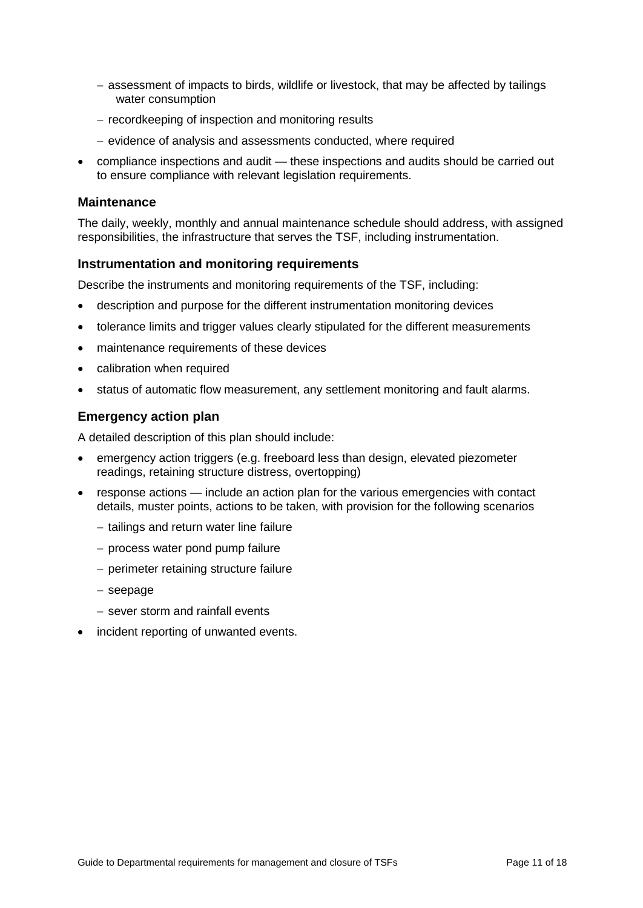- assessment of impacts to birds, wildlife or livestock, that may be affected by tailings water consumption
  - recordkeeping of inspection and monitoring results
  - evidence of analysis and assessments conducted, where required
- compliance inspections and audit — these inspections and audits should be carried out to ensure compliance with relevant legislation requirements.

### Maintenance

The daily, weekly, monthly and annual maintenance schedule should address, with assigned responsibilities, the infrastructure that serves the TSF, including instrumentation.

### Instrumentation and monitoring requirements

Describe the instruments and monitoring requirements of the TSF, including:

- description and purpose for the different instrumentation monitoring devices
- tolerance limits and trigger values clearly stipulated for the different measurements
- maintenance requirements of these devices
- calibration when required
- status of automatic flow measurement, any settlement monitoring and fault alarms.

### Emergency action plan

A detailed description of this plan should include:

- emergency action triggers (e.g. freeboard less than design, elevated piezometer readings, retaining structure distress, overtopping)
- response actions — include an action plan for the various emergencies with contact details, muster points, actions to be taken, with provision for the following scenarios
  - tailings and return water line failure
  - process water pond pump failure
  - perimeter retaining structure failure
  - seepage
  - sever storm and rainfall events
- incident reporting of unwanted events.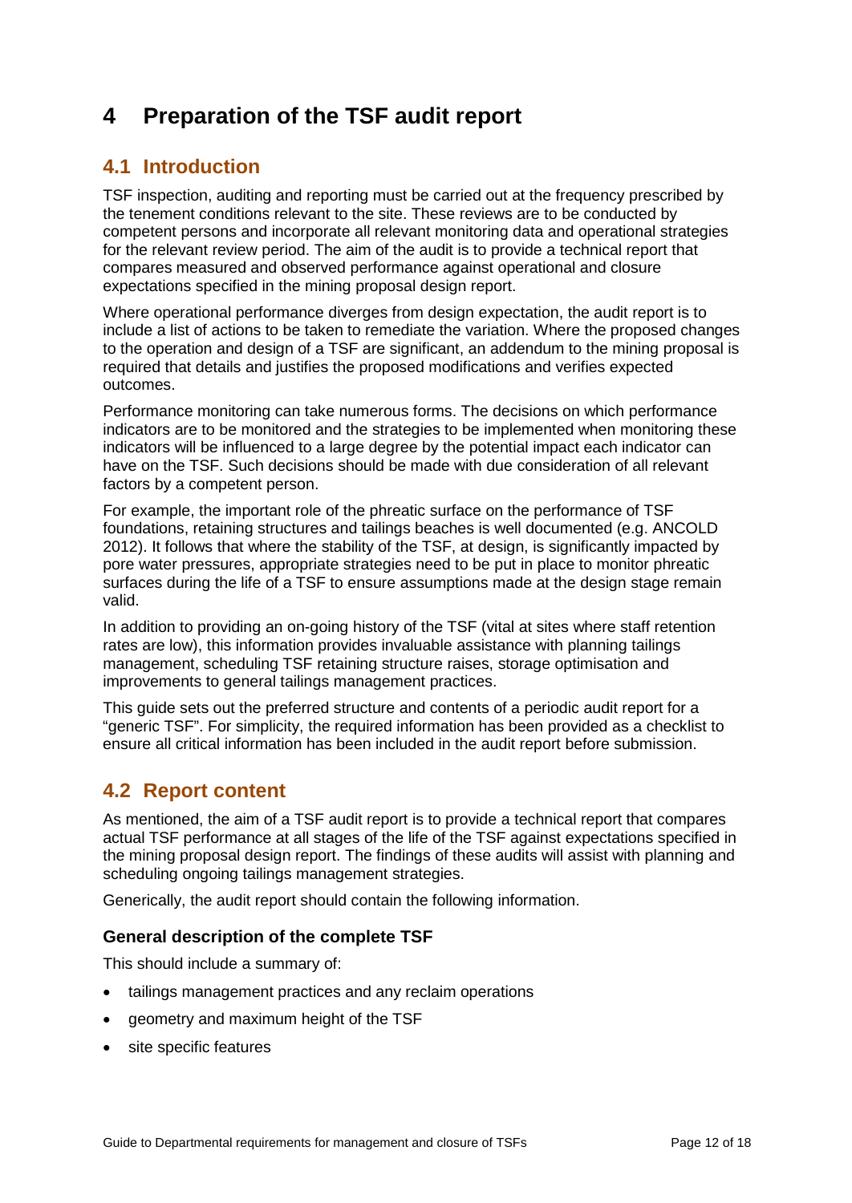# 4 Preparation of the TSF audit report

## 4.1 Introduction

TSF inspection, auditing and reporting must be carried out at the frequency prescribed by the tenement conditions relevant to the site. These reviews are to be conducted by competent persons and incorporate all relevant monitoring data and operational strategies for the relevant review period. The aim of the audit is to provide a technical report that compares measured and observed performance against operational and closure expectations specified in the mining proposal design report.

Where operational performance diverges from design expectation, the audit report is to include a list of actions to be taken to remediate the variation. Where the proposed changes to the operation and design of a TSF are significant, an addendum to the mining proposal is required that details and justifies the proposed modifications and verifies expected outcomes.

Performance monitoring can take numerous forms. The decisions on which performance indicators are to be monitored and the strategies to be implemented when monitoring these indicators will be influenced to a large degree by the potential impact each indicator can have on the TSF. Such decisions should be made with due consideration of all relevant factors by a competent person.

For example, the important role of the phreatic surface on the performance of TSF foundations, retaining structures and tailings beaches is well documented (e.g. ANCOLD 2012). It follows that where the stability of the TSF, at design, is significantly impacted by pore water pressures, appropriate strategies need to be put in place to monitor phreatic surfaces during the life of a TSF to ensure assumptions made at the design stage remain valid.

In addition to providing an on-going history of the TSF (vital at sites where staff retention rates are low), this information provides invaluable assistance with planning tailings management, scheduling TSF retaining structure raises, storage optimisation and improvements to general tailings management practices.

This guide sets out the preferred structure and contents of a periodic audit report for a "generic TSF". For simplicity, the required information has been provided as a checklist to ensure all critical information has been included in the audit report before submission.

## 4.2 Report content

As mentioned, the aim of a TSF audit report is to provide a technical report that compares actual TSF performance at all stages of the life of the TSF against expectations specified in the mining proposal design report. The findings of these audits will assist with planning and scheduling ongoing tailings management strategies.

Generically, the audit report should contain the following information.

### General description of the complete TSF

This should include a summary of:

- tailings management practices and any reclaim operations
- geometry and maximum height of the TSF
- site specific features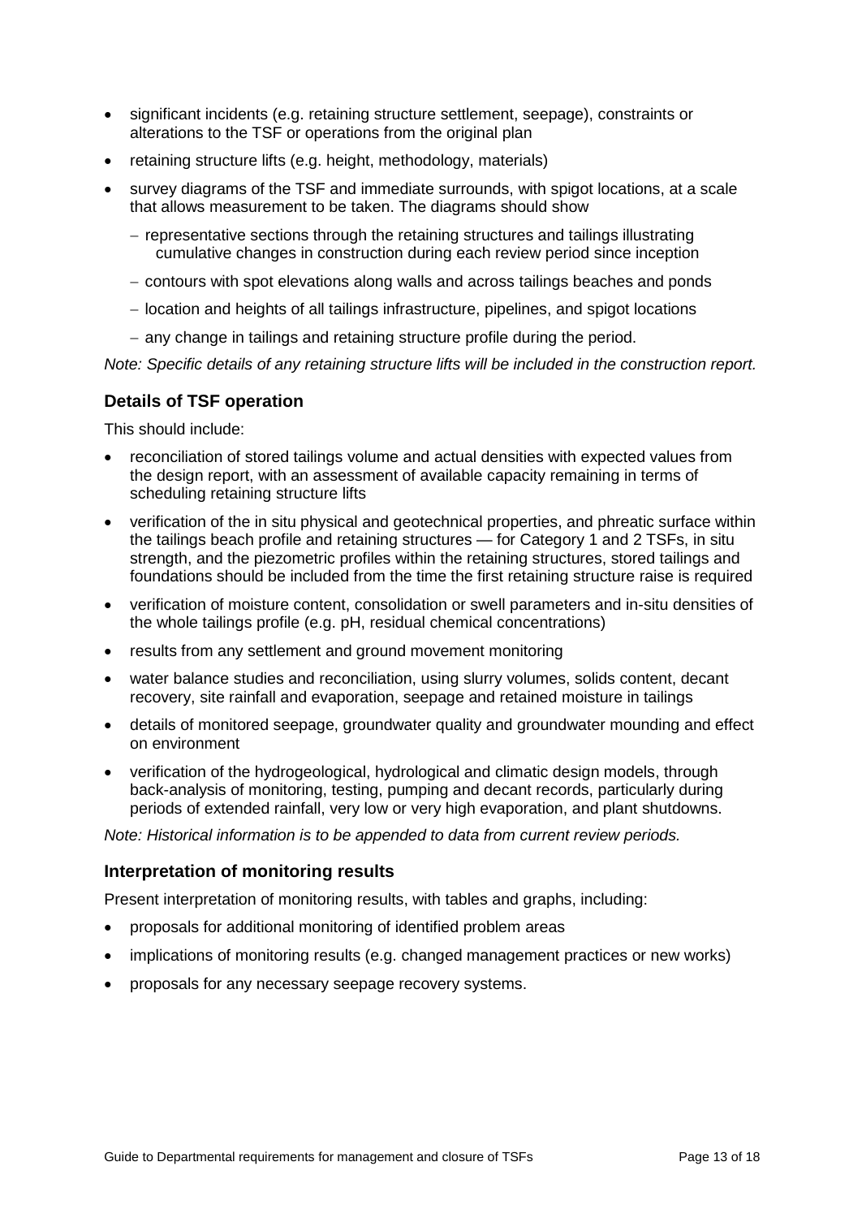- significant incidents (e.g. retaining structure settlement, seepage), constraints or alterations to the TSF or operations from the original plan
- retaining structure lifts (e.g. height, methodology, materials)
- survey diagrams of the TSF and immediate surrounds, with spigot locations, at a scale that allows measurement to be taken. The diagrams should show
  - representative sections through the retaining structures and tailings illustrating cumulative changes in construction during each review period since inception
  - contours with spot elevations along walls and across tailings beaches and ponds
  - location and heights of all tailings infrastructure, pipelines, and spigot locations
  - any change in tailings and retaining structure profile during the period.

*Note: Specific details of any retaining structure lifts will be included in the construction report.*

### Details of TSF operation

This should include:

- reconciliation of stored tailings volume and actual densities with expected values from the design report, with an assessment of available capacity remaining in terms of scheduling retaining structure lifts
- verification of the in situ physical and geotechnical properties, and phreatic surface within the tailings beach profile and retaining structures — for Category 1 and 2 TSFs, in situ strength, and the piezometric profiles within the retaining structures, stored tailings and foundations should be included from the time the first retaining structure raise is required
- verification of moisture content, consolidation or swell parameters and in-situ densities of the whole tailings profile (e.g. pH, residual chemical concentrations)
- results from any settlement and ground movement monitoring
- water balance studies and reconciliation, using slurry volumes, solids content, decant recovery, site rainfall and evaporation, seepage and retained moisture in tailings
- details of monitored seepage, groundwater quality and groundwater mounding and effect on environment
- verification of the hydrogeological, hydrological and climatic design models, through back-analysis of monitoring, testing, pumping and decant records, particularly during periods of extended rainfall, very low or very high evaporation, and plant shutdowns.

*Note: Historical information is to be appended to data from current review periods.*

### Interpretation of monitoring results

Present interpretation of monitoring results, with tables and graphs, including:

- proposals for additional monitoring of identified problem areas
- implications of monitoring results (e.g. changed management practices or new works)
- proposals for any necessary seepage recovery systems.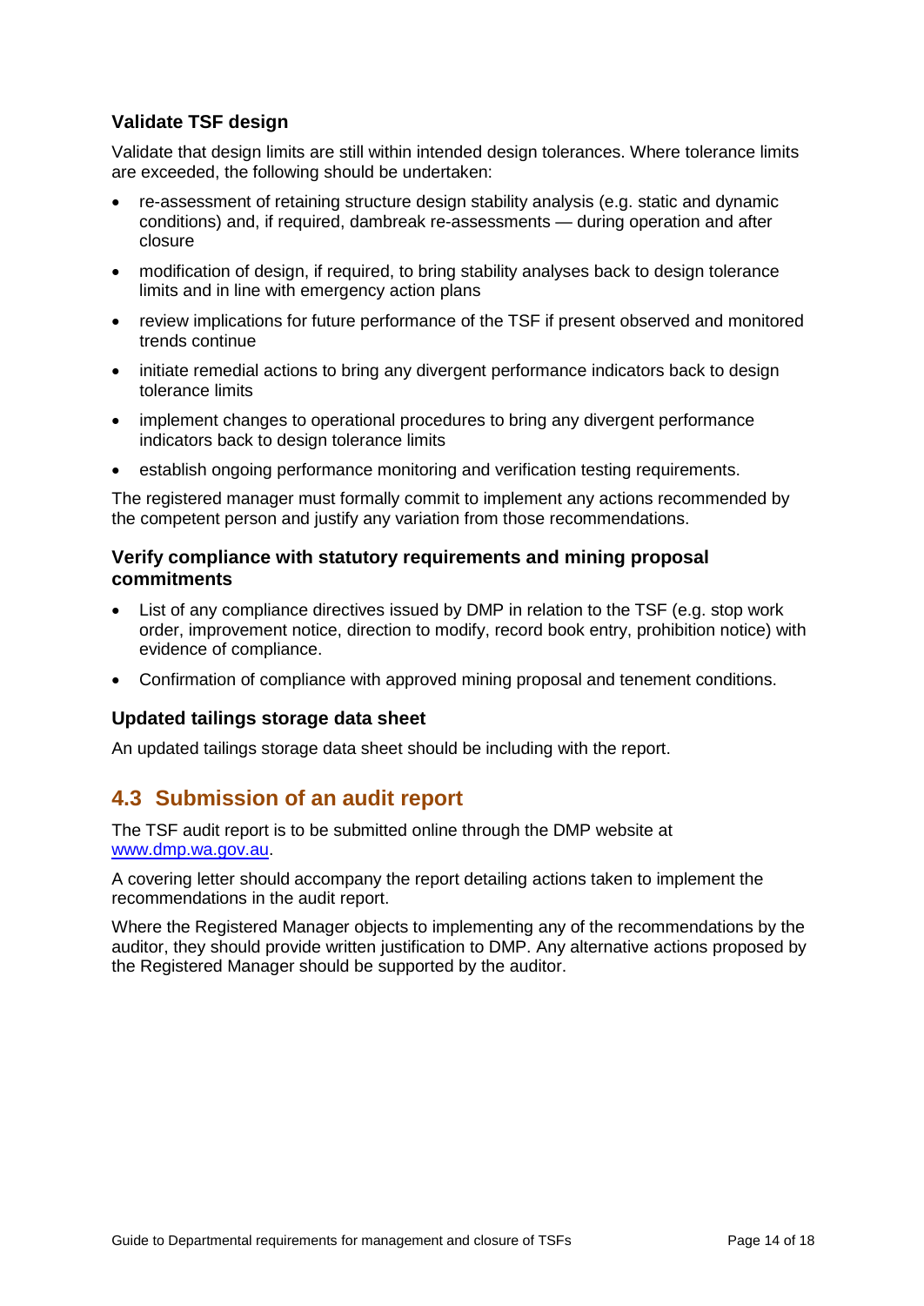### Validate TSF design

Validate that design limits are still within intended design tolerances. Where tolerance limits are exceeded, the following should be undertaken:

- re-assessment of retaining structure design stability analysis (e.g. static and dynamic conditions) and, if required, dambreak re-assessments — during operation and after closure
- modification of design, if required, to bring stability analyses back to design tolerance limits and in line with emergency action plans
- review implications for future performance of the TSF if present observed and monitored trends continue
- initiate remedial actions to bring any divergent performance indicators back to design tolerance limits
- implement changes to operational procedures to bring any divergent performance indicators back to design tolerance limits
- establish ongoing performance monitoring and verification testing requirements.

The registered manager must formally commit to implement any actions recommended by the competent person and justify any variation from those recommendations.

### Verify compliance with statutory requirements and mining proposal commitments

- List of any compliance directives issued by DMP in relation to the TSF (e.g. stop work order, improvement notice, direction to modify, record book entry, prohibition notice) with evidence of compliance.
- Confirmation of compliance with approved mining proposal and tenement conditions.

### Updated tailings storage data sheet

An updated tailings storage data sheet should be including with the report.

## 4.3 Submission of an audit report

The TSF audit report is to be submitted online through the DMP website at [www.dmp.wa.gov.au](http://www.dmp.wa.gov.au).

A covering letter should accompany the report detailing actions taken to implement the recommendations in the audit report.

Where the Registered Manager objects to implementing any of the recommendations by the auditor, they should provide written justification to DMP. Any alternative actions proposed by the Registered Manager should be supported by the auditor.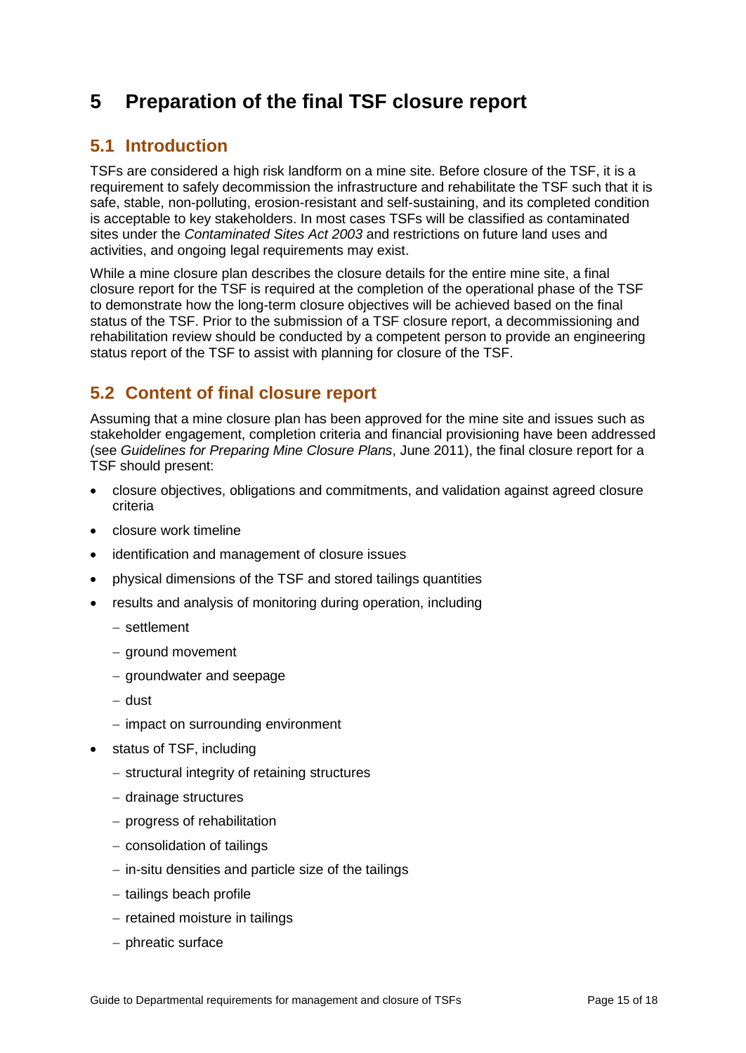# 5 Preparation of the final TSF closure report

## 5.1 Introduction

TSFs are considered a high risk landform on a mine site. Before closure of the TSF, it is a requirement to safely decommission the infrastructure and rehabilitate the TSF such that it is safe, stable, non-polluting, erosion-resistant and self-sustaining, and its completed condition is acceptable to key stakeholders. In most cases TSFs will be classified as contaminated sites under the *Contaminated Sites Act 2003* and restrictions on future land uses and activities, and ongoing legal requirements may exist.

While a mine closure plan describes the closure details for the entire mine site, a final closure report for the TSF is required at the completion of the operational phase of the TSF to demonstrate how the long-term closure objectives will be achieved based on the final status of the TSF. Prior to the submission of a TSF closure report, a decommissioning and rehabilitation review should be conducted by a competent person to provide an engineering status report of the TSF to assist with planning for closure of the TSF.

## 5.2 Content of final closure report

Assuming that a mine closure plan has been approved for the mine site and issues such as stakeholder engagement, completion criteria and financial provisioning have been addressed (see *Guidelines for Preparing Mine Closure Plans*, June 2011), the final closure report for a TSF should present:

- closure objectives, obligations and commitments, and validation against agreed closure criteria
- closure work timeline
- identification and management of closure issues
- physical dimensions of the TSF and stored tailings quantities
- results and analysis of monitoring during operation, including
  - settlement
  - ground movement
  - groundwater and seepage
  - dust
  - impact on surrounding environment
- status of TSF, including
  - structural integrity of retaining structures
  - drainage structures
  - progress of rehabilitation
  - consolidation of tailings
  - in-situ densities and particle size of the tailings
  - tailings beach profile
  - retained moisture in tailings
  - phreatic surface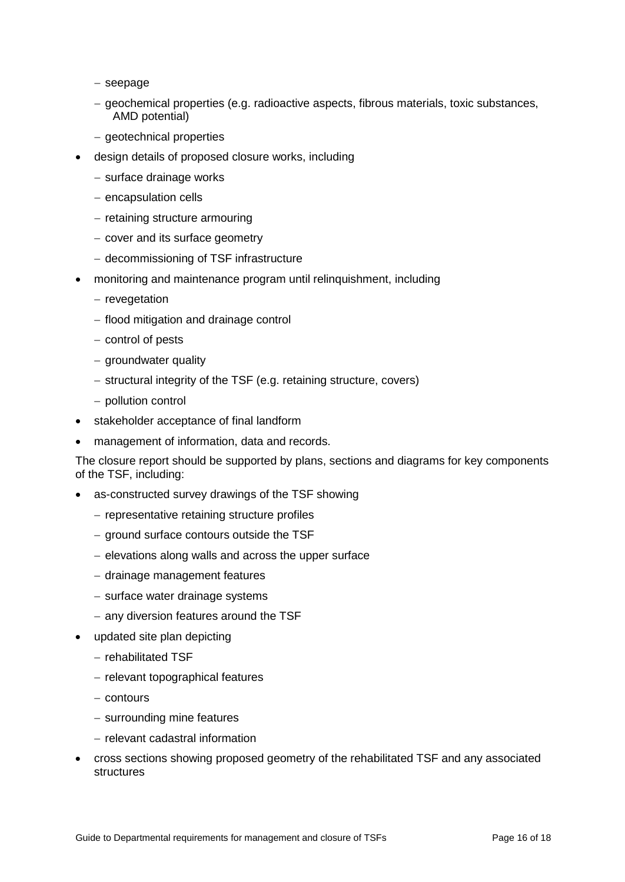- seepage
  - geochemical properties (e.g. radioactive aspects, fibrous materials, toxic substances, AMD potential)
  - geotechnical properties
- design details of proposed closure works, including
  - surface drainage works
  - encapsulation cells
  - retaining structure armouring
  - cover and its surface geometry
  - decommissioning of TSF infrastructure
- monitoring and maintenance program until relinquishment, including
  - revegetation
  - flood mitigation and drainage control
  - control of pests
  - groundwater quality
  - structural integrity of the TSF (e.g. retaining structure, covers)
  - pollution control
- stakeholder acceptance of final landform
- management of information, data and records.

The closure report should be supported by plans, sections and diagrams for key components of the TSF, including:

- as-constructed survey drawings of the TSF showing
  - representative retaining structure profiles
  - ground surface contours outside the TSF
  - elevations along walls and across the upper surface
  - drainage management features
  - surface water drainage systems
  - any diversion features around the TSF
- updated site plan depicting
  - rehabilitated TSF
  - relevant topographical features
  - contours
  - surrounding mine features
  - relevant cadastral information
- cross sections showing proposed geometry of the rehabilitated TSF and any associated structures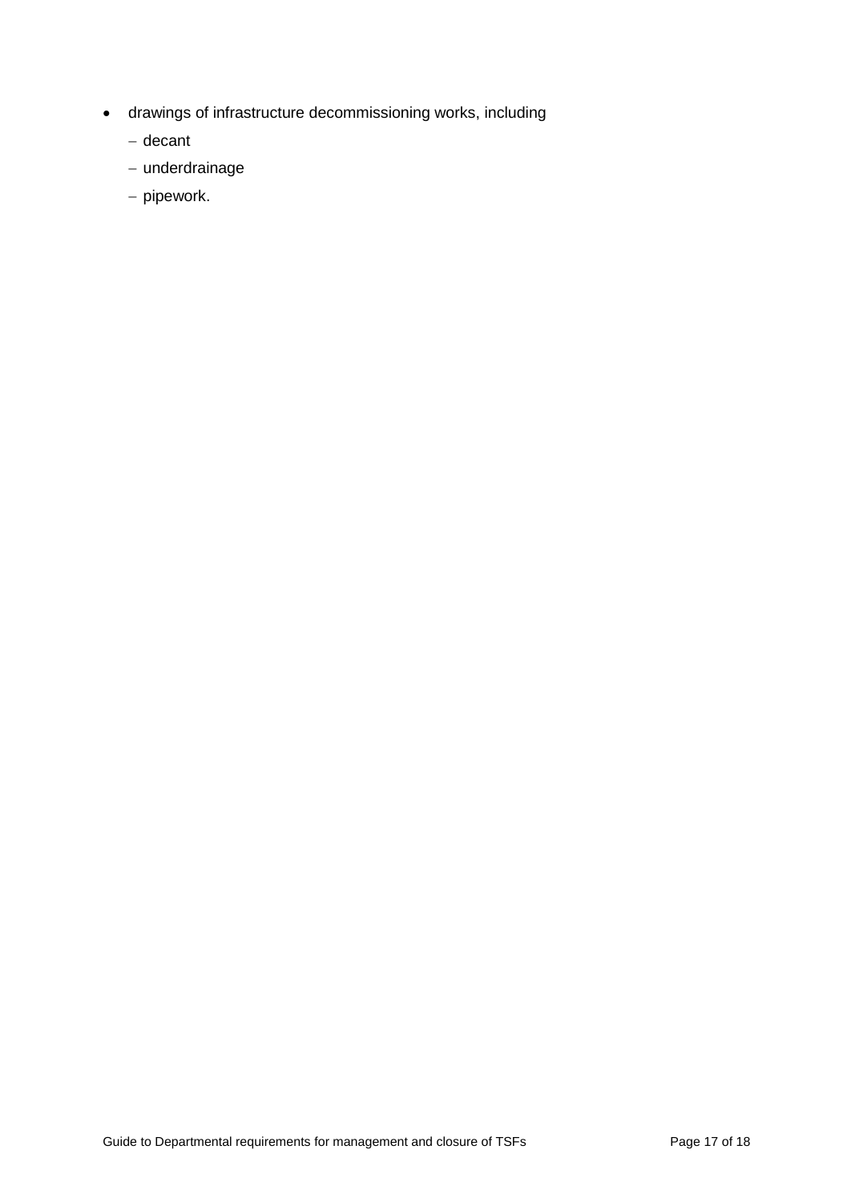- drawings of infrastructure decommissioning works, including
  - decant
  - underdrainage
  - pipework.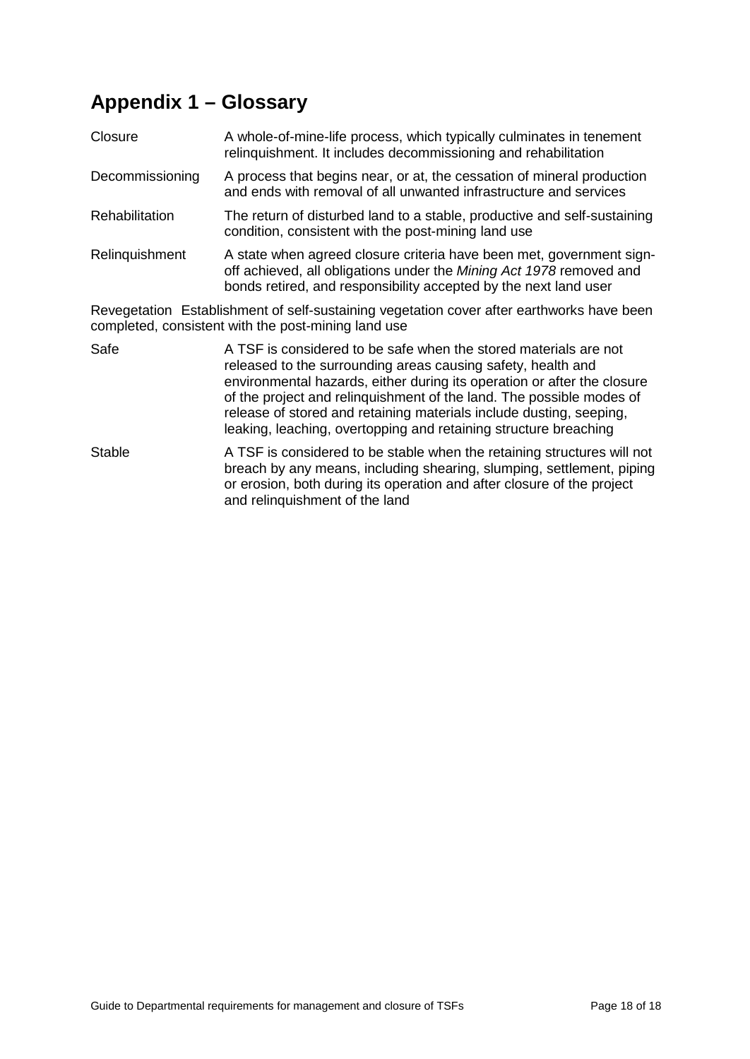# Appendix 1 – Glossary

| | |
|---|---|
| Closure | A whole-of-mine-life process, which typically culminates in tenement relinquishment. It includes decommissioning and rehabilitation |
| Decommissioning | A process that begins near, or at, the cessation of mineral production and ends with removal of all unwanted infrastructure and services |
| Rehabilitation | The return of disturbed land to a stable, productive and self-sustaining condition, consistent with the post-mining land use |
| Relinquishment | A state when agreed closure criteria have been met, government sign-off achieved, all obligations under the *Mining Act 1978* removed and bonds retired, and responsibility accepted by the next land user |
| Revegetation | Establishment of self-sustaining vegetation cover after earthworks have been completed, consistent with the post-mining land use |
| Safe | A TSF is considered to be safe when the stored materials are not released to the surrounding areas causing safety, health and environmental hazards, either during its operation or after the closure of the project and relinquishment of the land. The possible modes of release of stored and retaining materials include dusting, seeping, leaking, leaching, overtopping and retaining structure breaching |
| Stable | A TSF is considered to be stable when the retaining structures will not breach by any means, including shearing, slumping, settlement, piping or erosion, both during its operation and after closure of the project and relinquishment of the land |